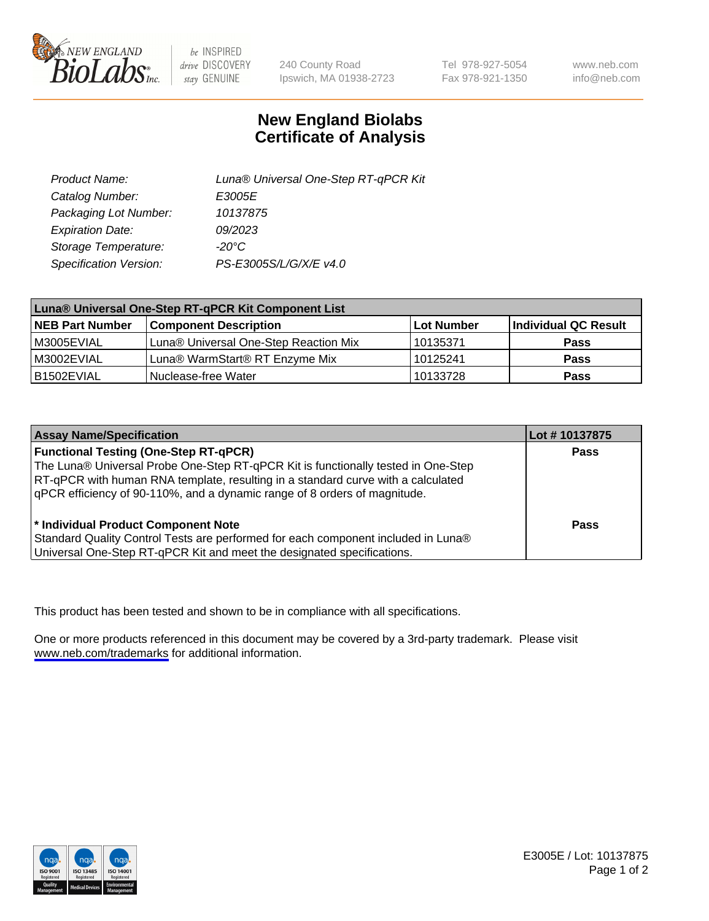# New England Biolabs Certificate of Analysis

| | |
|---|---|
| Product Name: | Luna® Universal One-Step RT-qPCR Kit |
| Catalog Number: | E3005E |
| Packaging Lot Number: | 10137875 |
| Expiration Date: | 09/2023 |
| Storage Temperature: | -20°C |
| Specification Version: | PS-E3005S/L/G/X/E v4.0 |

| Luna® Universal One-Step RT-qPCR Kit Component List | | | |
|---|---|---|---|
| **NEB Part Number** | **Component Description** | **Lot Number** | **Individual QC Result** |
| M3005EVIAL | Luna® Universal One-Step Reaction Mix | 10135371 | **Pass** |
| M3002EVIAL | Luna® WarmStart® RT Enzyme Mix | 10125241 | **Pass** |
| B1502EVIAL | Nuclease-free Water | 10133728 | **Pass** |

| Assay Name/Specification | Lot # 10137875 |
|---|---|
| **Functional Testing (One-Step RT-qPCR)** The Luna® Universal Probe One-Step RT-qPCR Kit is functionally tested in One-Step RT-qPCR with human RNA template, resulting in a standard curve with a calculated qPCR efficiency of 90-110%, and a dynamic range of 8 orders of magnitude. | **Pass** |
| **\* Individual Product Component Note** Standard Quality Control Tests are performed for each component included in Luna® Universal One-Step RT-qPCR Kit and meet the designated specifications. | **Pass** |

This product has been tested and shown to be in compliance with all specifications.

One or more products referenced in this document may be covered by a 3rd-party trademark. Please visit www.neb.com/trademarks for additional information.

E3005E / Lot: 10137875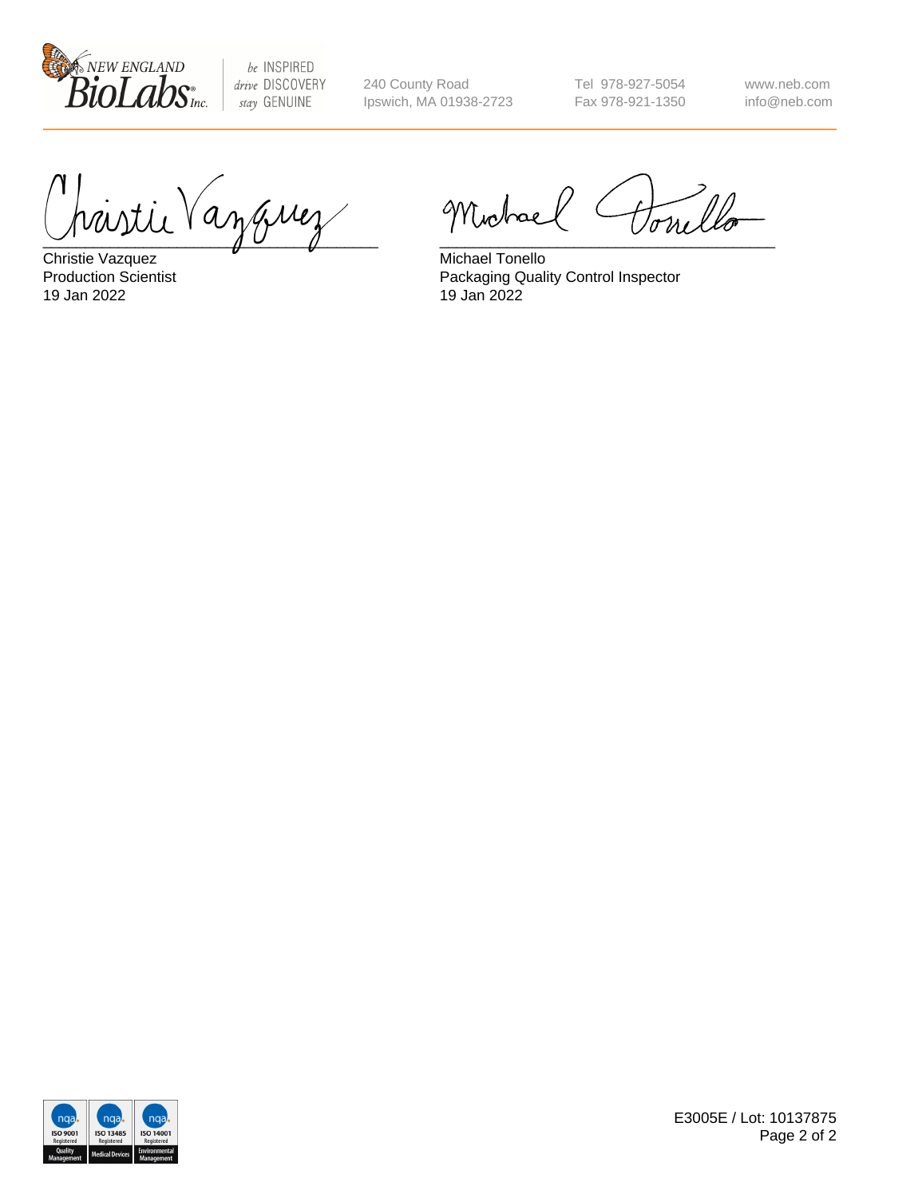240 County Road
Ipswich, MA 01938-2723

Tel 978-927-5054
Fax 978-921-1350

www.neb.com
info@neb.com

Christie Vazquez
Production Scientist
19 Jan 2022

Michael Tonello
Packaging Quality Control Inspector
19 Jan 2022

E3005E / Lot: 10137875